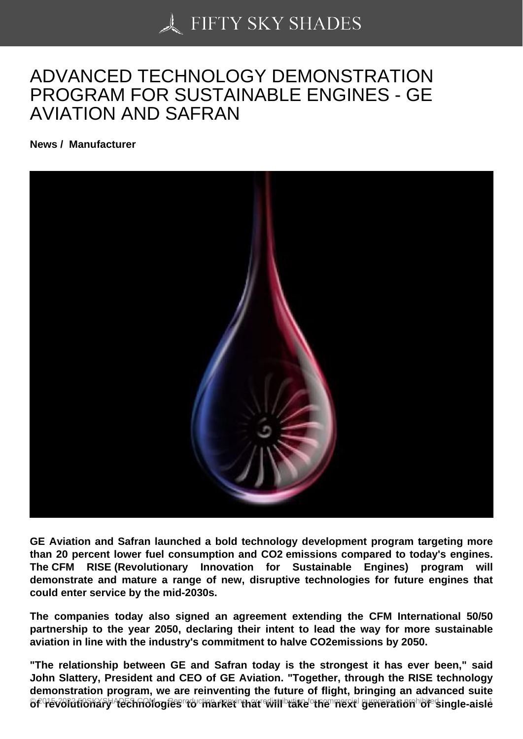# ADVANCED TECHNOLOGY DEMONSTRATION PROGRAM FOR SUSTAINABLE ENGINES - GE AVIATION AND SAFRAN

**News / Manufacturer**

**GE Aviation and Safran launched a bold technology development program targeting more than 20 percent lower fuel consumption and $CO_2$ emissions compared to today's engines. The CFM RISE (Revolutionary Innovation for Sustainable Engines) program will demonstrate and mature a range of new, disruptive technologies for future engines that could enter service by the mid-2030s.**

**The companies today also signed an agreement extending the CFM International 50/50 partnership to the year 2050, declaring their intent to lead the way for more sustainable aviation in line with the industry's commitment to halve $CO_2$emissions by 2050.**

**"The relationship between GE and Safran today is the strongest it has ever been," said John Slattery, President and CEO of GE Aviation. "Together, through the RISE technology demonstration program, we are reinventing the future of flight, bringing an advanced suite of revolutionary technologies to market that will take the next generation of single-aisle**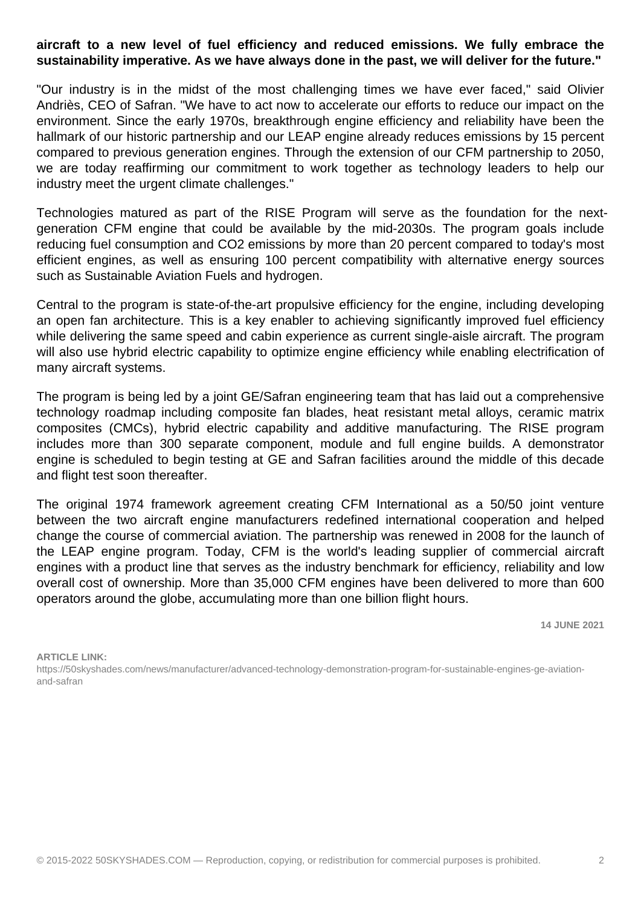**aircraft to a new level of fuel efficiency and reduced emissions. We fully embrace the sustainability imperative. As we have always done in the past, we will deliver for the future."**

"Our industry is in the midst of the most challenging times we have ever faced," said Olivier Andriès, CEO of Safran. "We have to act now to accelerate our efforts to reduce our impact on the environment. Since the early 1970s, breakthrough engine efficiency and reliability have been the hallmark of our historic partnership and our LEAP engine already reduces emissions by 15 percent compared to previous generation engines. Through the extension of our CFM partnership to 2050, we are today reaffirming our commitment to work together as technology leaders to help our industry meet the urgent climate challenges."

Technologies matured as part of the RISE Program will serve as the foundation for the next-generation CFM engine that could be available by the mid-2030s. The program goals include reducing fuel consumption and $CO_2$ emissions by more than 20 percent compared to today's most efficient engines, as well as ensuring 100 percent compatibility with alternative energy sources such as Sustainable Aviation Fuels and hydrogen.

Central to the program is state-of-the-art propulsive efficiency for the engine, including developing an open fan architecture. This is a key enabler to achieving significantly improved fuel efficiency while delivering the same speed and cabin experience as current single-aisle aircraft. The program will also use hybrid electric capability to optimize engine efficiency while enabling electrification of many aircraft systems.

The program is being led by a joint GE/Safran engineering team that has laid out a comprehensive technology roadmap including composite fan blades, heat resistant metal alloys, ceramic matrix composites (CMCs), hybrid electric capability and additive manufacturing. The RISE program includes more than 300 separate component, module and full engine builds. A demonstrator engine is scheduled to begin testing at GE and Safran facilities around the middle of this decade and flight test soon thereafter.

The original 1974 framework agreement creating CFM International as a 50/50 joint venture between the two aircraft engine manufacturers redefined international cooperation and helped change the course of commercial aviation. The partnership was renewed in 2008 for the launch of the LEAP engine program. Today, CFM is the world's leading supplier of commercial aircraft engines with a product line that serves as the industry benchmark for efficiency, reliability and low overall cost of ownership. More than 35,000 CFM engines have been delivered to more than 600 operators around the globe, accumulating more than one billion flight hours.

**14 JUNE 2021**

**ARTICLE LINK:**
https://50skyshades.com/news/manufacturer/advanced-technology-demonstration-program-for-sustainable-engines-ge-aviation-and-safran